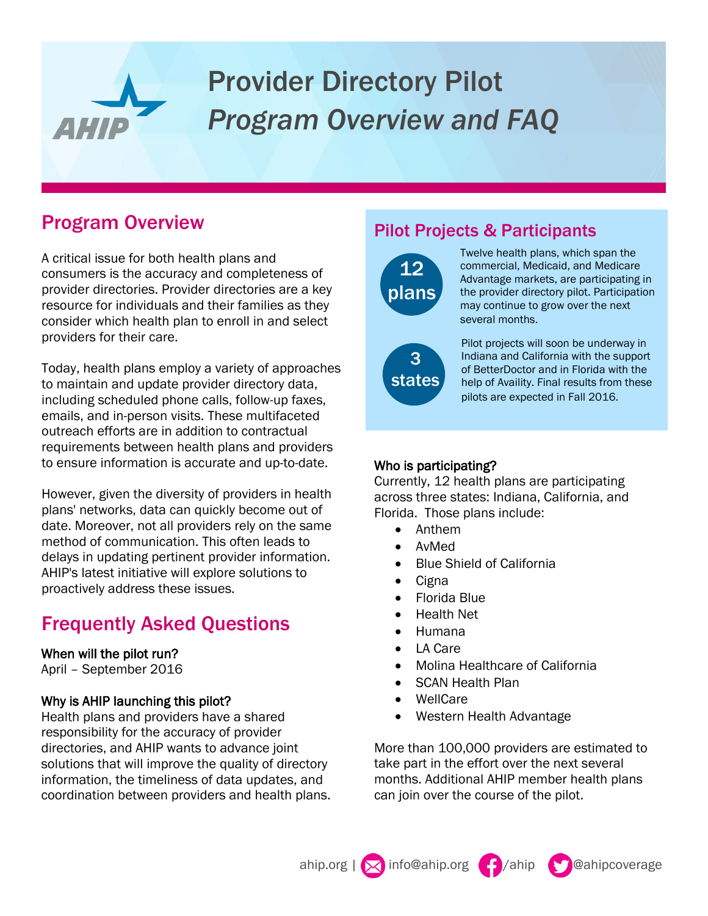# Provider Directory Pilot

## *Program Overview and FAQ*

## Program Overview

A critical issue for both health plans and consumers is the accuracy and completeness of provider directories. Provider directories are a key resource for individuals and their families as they consider which health plan to enroll in and select providers for their care.

Today, health plans employ a variety of approaches to maintain and update provider directory data, including scheduled phone calls, follow-up faxes, emails, and in-person visits. These multifaceted outreach efforts are in addition to contractual requirements between health plans and providers to ensure information is accurate and up-to-date.

However, given the diversity of providers in health plans' networks, data can quickly become out of date. Moreover, not all providers rely on the same method of communication. This often leads to delays in updating pertinent provider information. AHIP's latest initiative will explore solutions to proactively address these issues.

## Frequently Asked Questions

**When will the pilot run?**
April – September 2016

**Why is AHIP launching this pilot?**
Health plans and providers have a shared responsibility for the accuracy of provider directories, and AHIP wants to advance joint solutions that will improve the quality of directory information, the timeliness of data updates, and coordination between providers and health plans.

## Pilot Projects & Participants

**12 plans**

Twelve health plans, which span the commercial, Medicaid, and Medicare Advantage markets, are participating in the provider directory pilot. Participation may continue to grow over the next several months.

**3 states**

Pilot projects will soon be underway in Indiana and California with the support of BetterDoctor and in Florida with the help of Availity. Final results from these pilots are expected in Fall 2016.

**Who is participating?**
Currently, 12 health plans are participating across three states: Indiana, California, and Florida. Those plans include:

- Anthem
- AvMed
- Blue Shield of California
- Cigna
- Florida Blue
- Health Net
- Humana
- LA Care
- Molina Healthcare of California
- SCAN Health Plan
- WellCare
- Western Health Advantage

More than 100,000 providers are estimated to take part in the effort over the next several months. Additional AHIP member health plans can join over the course of the pilot.

ahip.org | info@ahip.org /ahip @ahipcoverage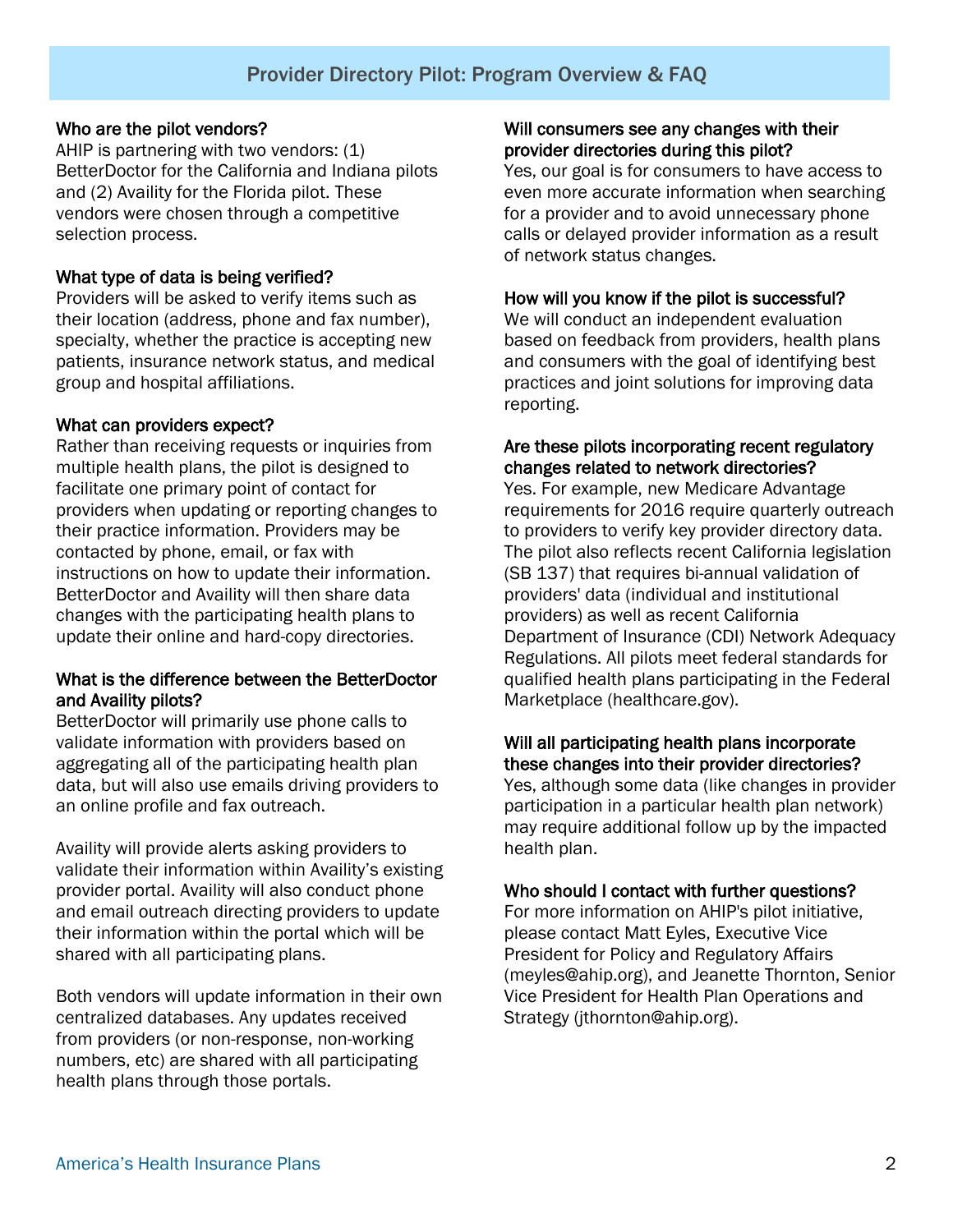# Provider Directory Pilot: Program Overview & FAQ

**Who are the pilot vendors?**

AHIP is partnering with two vendors: (1) BetterDoctor for the California and Indiana pilots and (2) Availity for the Florida pilot. These vendors were chosen through a competitive selection process.

**What type of data is being verified?**

Providers will be asked to verify items such as their location (address, phone and fax number), specialty, whether the practice is accepting new patients, insurance network status, and medical group and hospital affiliations.

**What can providers expect?**

Rather than receiving requests or inquiries from multiple health plans, the pilot is designed to facilitate one primary point of contact for providers when updating or reporting changes to their practice information. Providers may be contacted by phone, email, or fax with instructions on how to update their information. BetterDoctor and Availity will then share data changes with the participating health plans to update their online and hard-copy directories.

**What is the difference between the BetterDoctor and Availity pilots?**

BetterDoctor will primarily use phone calls to validate information with providers based on aggregating all of the participating health plan data, but will also use emails driving providers to an online profile and fax outreach.

Availity will provide alerts asking providers to validate their information within Availity's existing provider portal. Availity will also conduct phone and email outreach directing providers to update their information within the portal which will be shared with all participating plans.

Both vendors will update information in their own centralized databases. Any updates received from providers (or non-response, non-working numbers, etc) are shared with all participating health plans through those portals.

**Will consumers see any changes with their provider directories during this pilot?**

Yes, our goal is for consumers to have access to even more accurate information when searching for a provider and to avoid unnecessary phone calls or delayed provider information as a result of network status changes.

**How will you know if the pilot is successful?**

We will conduct an independent evaluation based on feedback from providers, health plans and consumers with the goal of identifying best practices and joint solutions for improving data reporting.

**Are these pilots incorporating recent regulatory changes related to network directories?**

Yes. For example, new Medicare Advantage requirements for 2016 require quarterly outreach to providers to verify key provider directory data. The pilot also reflects recent California legislation (SB 137) that requires bi-annual validation of providers' data (individual and institutional providers) as well as recent California Department of Insurance (CDI) Network Adequacy Regulations. All pilots meet federal standards for qualified health plans participating in the Federal Marketplace (healthcare.gov).

**Will all participating health plans incorporate these changes into their provider directories?**

Yes, although some data (like changes in provider participation in a particular health plan network) may require additional follow up by the impacted health plan.

**Who should I contact with further questions?**

For more information on AHIP's pilot initiative, please contact Matt Eyles, Executive Vice President for Policy and Regulatory Affairs (meyles@ahip.org), and Jeanette Thornton, Senior Vice President for Health Plan Operations and Strategy (jthornton@ahip.org).